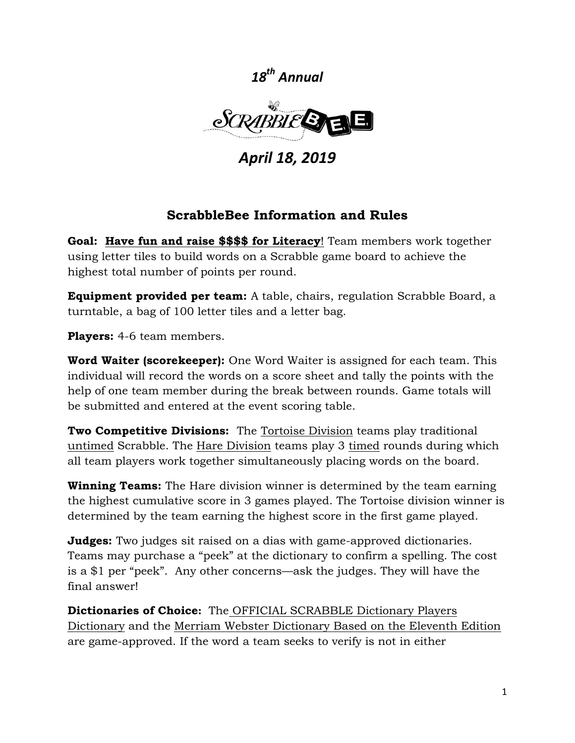*18th Annual*

ScrabbleBee

*April 18, 2019*

## ScrabbleBee Information and Rules

**Goal:** **Have fun and raise $$$$ for Literacy!** Team members work together using letter tiles to build words on a Scrabble game board to achieve the highest total number of points per round.

**Equipment provided per team:** A table, chairs, regulation Scrabble Board, a turntable, a bag of 100 letter tiles and a letter bag.

**Players:** 4-6 team members.

**Word Waiter (scorekeeper):** One Word Waiter is assigned for each team. This individual will record the words on a score sheet and tally the points with the help of one team member during the break between rounds. Game totals will be submitted and entered at the event scoring table.

**Two Competitive Divisions:** The Tortoise Division teams play traditional untimed Scrabble. The Hare Division teams play 3 timed rounds during which all team players work together simultaneously placing words on the board.

**Winning Teams:** The Hare division winner is determined by the team earning the highest cumulative score in 3 games played. The Tortoise division winner is determined by the team earning the highest score in the first game played.

**Judges:** Two judges sit raised on a dias with game-approved dictionaries. Teams may purchase a "peek" at the dictionary to confirm a spelling. The cost is a $1 per "peek". Any other concerns—ask the judges. They will have the final answer!

**Dictionaries of Choice:** The OFFICIAL SCRABBLE Dictionary Players Dictionary and the Merriam Webster Dictionary Based on the Eleventh Edition are game-approved. If the word a team seeks to verify is not in either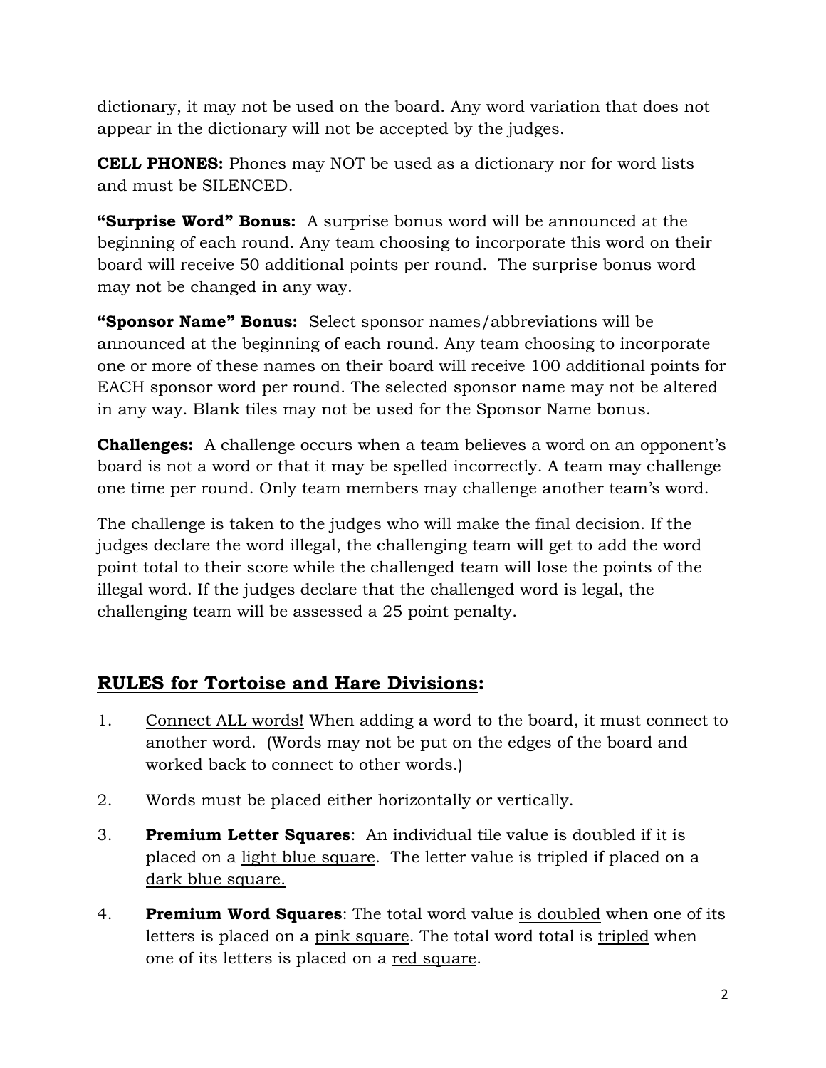dictionary, it may not be used on the board. Any word variation that does not appear in the dictionary will not be accepted by the judges.

**CELL PHONES:** Phones may NOT be used as a dictionary nor for word lists and must be SILENCED.

**"Surprise Word" Bonus:** A surprise bonus word will be announced at the beginning of each round. Any team choosing to incorporate this word on their board will receive 50 additional points per round. The surprise bonus word may not be changed in any way.

**"Sponsor Name" Bonus:** Select sponsor names/abbreviations will be announced at the beginning of each round. Any team choosing to incorporate one or more of these names on their board will receive 100 additional points for EACH sponsor word per round. The selected sponsor name may not be altered in any way. Blank tiles may not be used for the Sponsor Name bonus.

**Challenges:** A challenge occurs when a team believes a word on an opponent's board is not a word or that it may be spelled incorrectly. A team may challenge one time per round. Only team members may challenge another team's word.

The challenge is taken to the judges who will make the final decision. If the judges declare the word illegal, the challenging team will get to add the word point total to their score while the challenged team will lose the points of the illegal word. If the judges declare that the challenged word is legal, the challenging team will be assessed a 25 point penalty.

## RULES for Tortoise and Hare Divisions:

1. Connect ALL words! When adding a word to the board, it must connect to another word. (Words may not be put on the edges of the board and worked back to connect to other words.)
2. Words must be placed either horizontally or vertically.
3. **Premium Letter Squares**: An individual tile value is doubled if it is placed on a light blue square. The letter value is tripled if placed on a dark blue square.
4. **Premium Word Squares**: The total word value is doubled when one of its letters is placed on a pink square. The total word total is tripled when one of its letters is placed on a red square.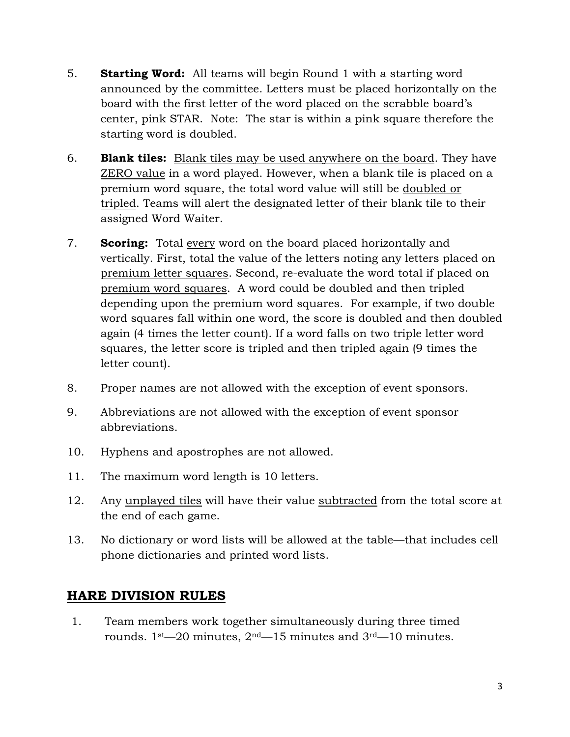5. **Starting Word:** All teams will begin Round 1 with a starting word announced by the committee. Letters must be placed horizontally on the board with the first letter of the word placed on the scrabble board's center, pink STAR. Note: The star is within a pink square therefore the starting word is doubled.

6. **Blank tiles:** Blank tiles may be used anywhere on the board. They have ZERO value in a word played. However, when a blank tile is placed on a premium word square, the total word value will still be doubled or tripled. Teams will alert the designated letter of their blank tile to their assigned Word Waiter.

7. **Scoring:** Total every word on the board placed horizontally and vertically. First, total the value of the letters noting any letters placed on premium letter squares. Second, re-evaluate the word total if placed on premium word squares. A word could be doubled and then tripled depending upon the premium word squares. For example, if two double word squares fall within one word, the score is doubled and then doubled again (4 times the letter count). If a word falls on two triple letter word squares, the letter score is tripled and then tripled again (9 times the letter count).

8. Proper names are not allowed with the exception of event sponsors.

9. Abbreviations are not allowed with the exception of event sponsor abbreviations.

10. Hyphens and apostrophes are not allowed.

11. The maximum word length is 10 letters.

12. Any unplayed tiles will have their value subtracted from the total score at the end of each game.

13. No dictionary or word lists will be allowed at the table—that includes cell phone dictionaries and printed word lists.

## HARE DIVISION RULES

1. Team members work together simultaneously during three timed rounds. 1st—20 minutes, 2nd—15 minutes and 3rd—10 minutes.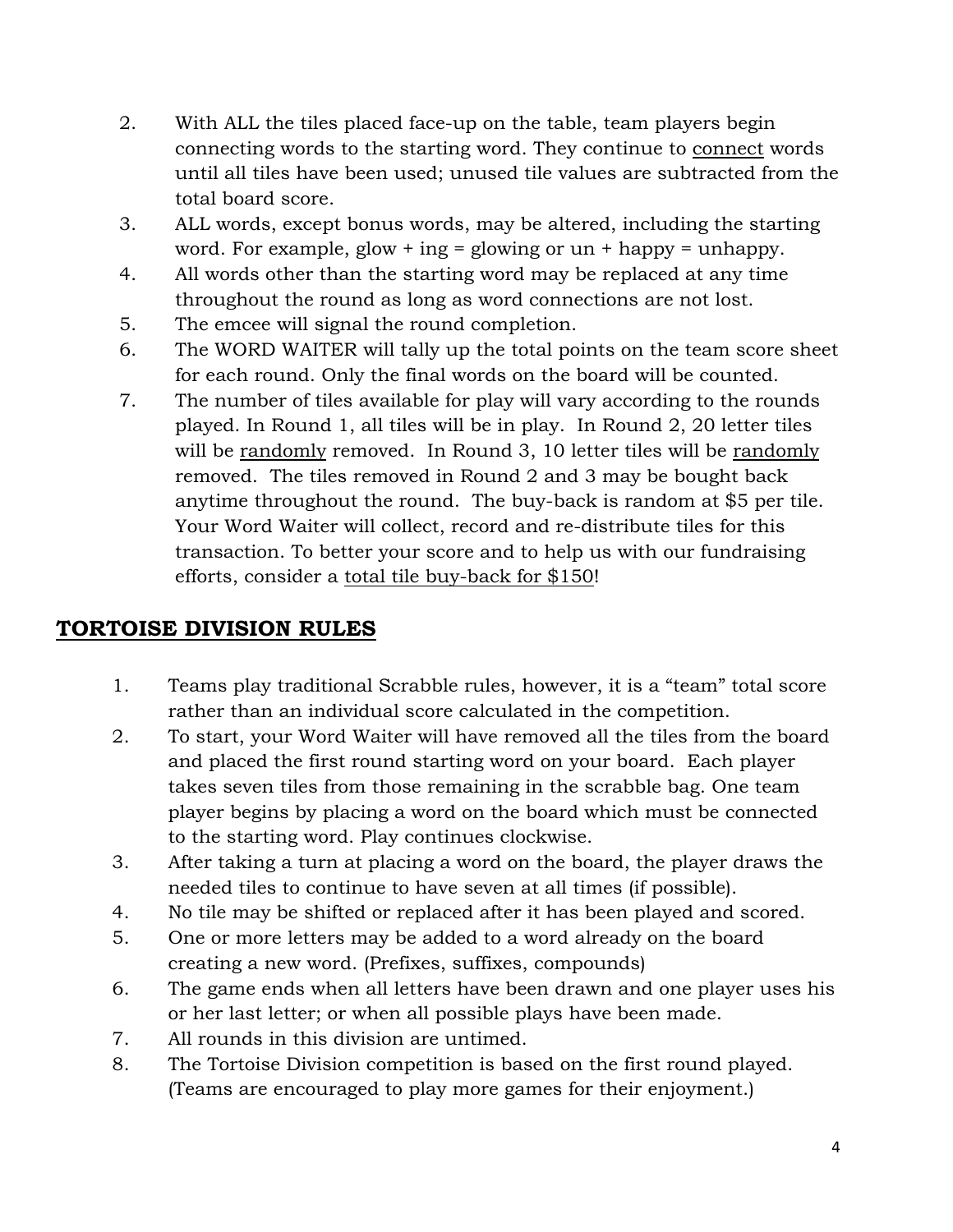2. With ALL the tiles placed face-up on the table, team players begin connecting words to the starting word. They continue to <u>connect</u> words until all tiles have been used; unused tile values are subtracted from the total board score.
3. ALL words, except bonus words, may be altered, including the starting word. For example, glow + ing = glowing or un + happy = unhappy.
4. All words other than the starting word may be replaced at any time throughout the round as long as word connections are not lost.
5. The emcee will signal the round completion.
6. The WORD WAITER will tally up the total points on the team score sheet for each round. Only the final words on the board will be counted.
7. The number of tiles available for play will vary according to the rounds played. In Round 1, all tiles will be in play. In Round 2, 20 letter tiles will be <u>randomly</u> removed. In Round 3, 10 letter tiles will be <u>randomly</u> removed. The tiles removed in Round 2 and 3 may be bought back anytime throughout the round. The buy-back is random at $5 per tile. Your Word Waiter will collect, record and re-distribute tiles for this transaction. To better your score and to help us with our fundraising efforts, consider a <u>total tile buy-back for $150</u>!

## <u>TORTOISE DIVISION RULES</u>

1. Teams play traditional Scrabble rules, however, it is a "team" total score rather than an individual score calculated in the competition.
2. To start, your Word Waiter will have removed all the tiles from the board and placed the first round starting word on your board. Each player takes seven tiles from those remaining in the scrabble bag. One team player begins by placing a word on the board which must be connected to the starting word. Play continues clockwise.
3. After taking a turn at placing a word on the board, the player draws the needed tiles to continue to have seven at all times (if possible).
4. No tile may be shifted or replaced after it has been played and scored.
5. One or more letters may be added to a word already on the board creating a new word. (Prefixes, suffixes, compounds)
6. The game ends when all letters have been drawn and one player uses his or her last letter; or when all possible plays have been made.
7. All rounds in this division are untimed.
8. The Tortoise Division competition is based on the first round played. (Teams are encouraged to play more games for their enjoyment.)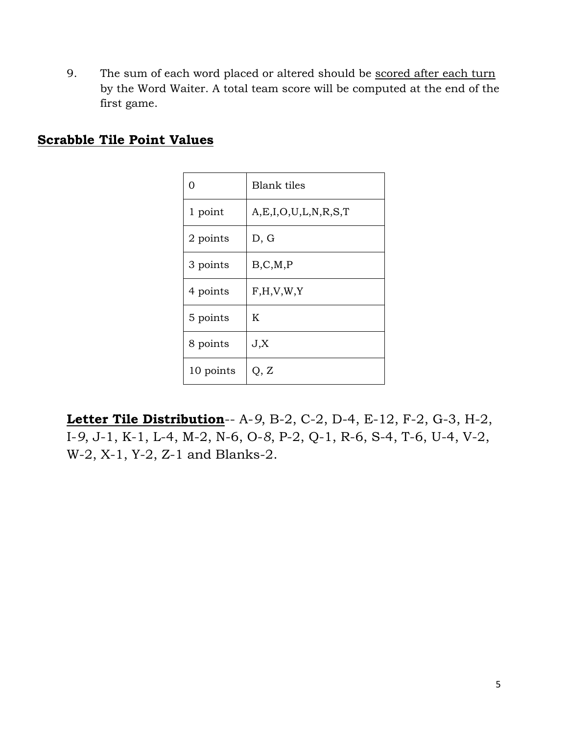9. The sum of each word placed or altered should be scored after each turn by the Word Waiter. A total team score will be computed at the end of the first game.

**Scrabble Tile Point Values**

| | |
|---|---|
| 0 | Blank tiles |
| 1 point | A,E,I,O,U,L,N,R,S,T |
| 2 points | D, G |
| 3 points | B,C,M,P |
| 4 points | F,H,V,W,Y |
| 5 points | K |
| 8 points | J,X |
| 10 points | Q, Z |

**Letter Tile Distribution**-- A-*9*, B-2, C-2, D-4, E-12, F-2, G-3, H-2, I-*9*, J-1, K-1, L-4, M-2, N-6, O-*8*, P-2, Q-1, R-6, S-4, T-6, U-4, V-2, W-2, X-1, Y-2, Z-1 and Blanks-2.